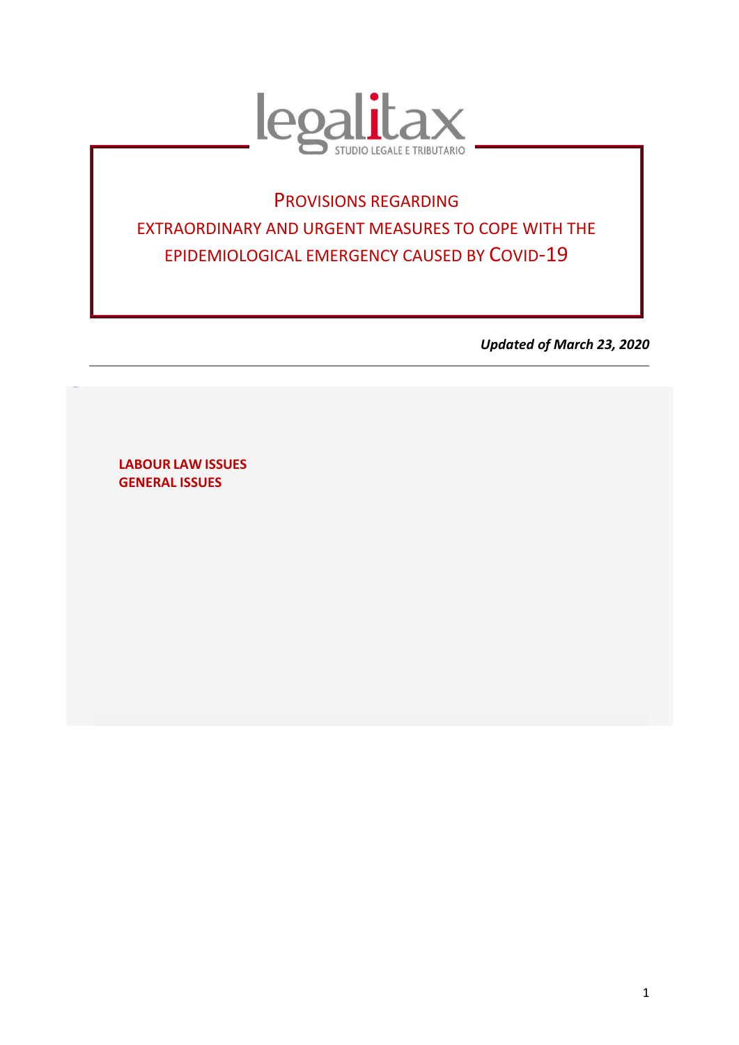legalitax
STUDIO LEGALE E TRIBUTARIO

# PROVISIONS REGARDING EXTRAORDINARY AND URGENT MEASURES TO COPE WITH THE EPIDEMIOLOGICAL EMERGENCY CAUSED BY COVID-19

***Updated of March 23, 2020***

---

**LABOUR LAW ISSUES**
**GENERAL ISSUES**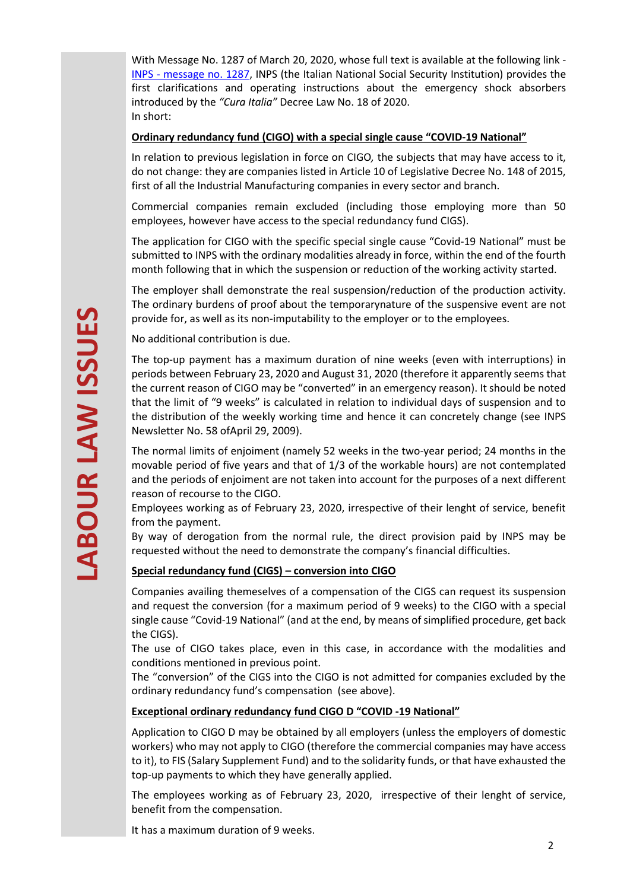With Message No. 1287 of March 20, 2020, whose full text is available at the following link - [INPS - message no. 1287](), INPS (the Italian National Social Security Institution) provides the first clarifications and operating instructions about the emergency shock absorbers introduced by the *"Cura Italia"* Decree Law No. 18 of 2020.
In short:

**Ordinary redundancy fund (CIGO) with a special single cause "COVID-19 National"**

In relation to previous legislation in force on CIGO*,* the subjects that may have access to it, do not change: they are companies listed in Article 10 of Legislative Decree No. 148 of 2015, first of all the Industrial Manufacturing companies in every sector and branch.

Commercial companies remain excluded (including those employing more than 50 employees, however have access to the special redundancy fund CIGS).

The application for CIGO with the specific special single cause "Covid-19 National" must be submitted to INPS with the ordinary modalities already in force, within the end of the fourth month following that in which the suspension or reduction of the working activity started.

The employer shall demonstrate the real suspension/reduction of the production activity. The ordinary burdens of proof about the temporarynature of the suspensive event are not provide for, as well as its non-imputability to the employer or to the employees.

No additional contribution is due.

The top-up payment has a maximum duration of nine weeks (even with interruptions) in periods between February 23, 2020 and August 31, 2020 (therefore it apparently seems that the current reason of CIGO may be "converted" in an emergency reason). It should be noted that the limit of "9 weeks" is calculated in relation to individual days of suspension and to the distribution of the weekly working time and hence it can concretely change (see INPS Newsletter No. 58 ofApril 29, 2009).

The normal limits of enjoiment (namely 52 weeks in the two-year period; 24 months in the movable period of five years and that of 1/3 of the workable hours) are not contemplated and the periods of enjoiment are not taken into account for the purposes of a next different reason of recourse to the CIGO.
Employees working as of February 23, 2020, irrespective of their lenght of service, benefit from the payment.
By way of derogation from the normal rule, the direct provision paid by INPS may be requested without the need to demonstrate the company's financial difficulties.

**Special redundancy fund (CIGS) – conversion into CIGO**

Companies availing themeselves of a compensation of the CIGS can request its suspension and request the conversion (for a maximum period of 9 weeks) to the CIGO with a special single cause "Covid-19 National" (and at the end, by means of simplified procedure, get back the CIGS).
The use of CIGO takes place, even in this case, in accordance with the modalities and conditions mentioned in previous point.
The "conversion" of the CIGS into the CIGO is not admitted for companies excluded by the ordinary redundancy fund's compensation (see above).

**Exceptional ordinary redundancy fund CIGO D "COVID -19 National"**

Application to CIGO D may be obtained by all employers (unless the employers of domestic workers) who may not apply to CIGO (therefore the commercial companies may have access to it), to FIS (Salary Supplement Fund) and to the solidarity funds, or that have exhausted the top-up payments to which they have generally applied.

The employees working as of February 23, 2020, irrespective of their lenght of service, benefit from the compensation.

It has a maximum duration of 9 weeks.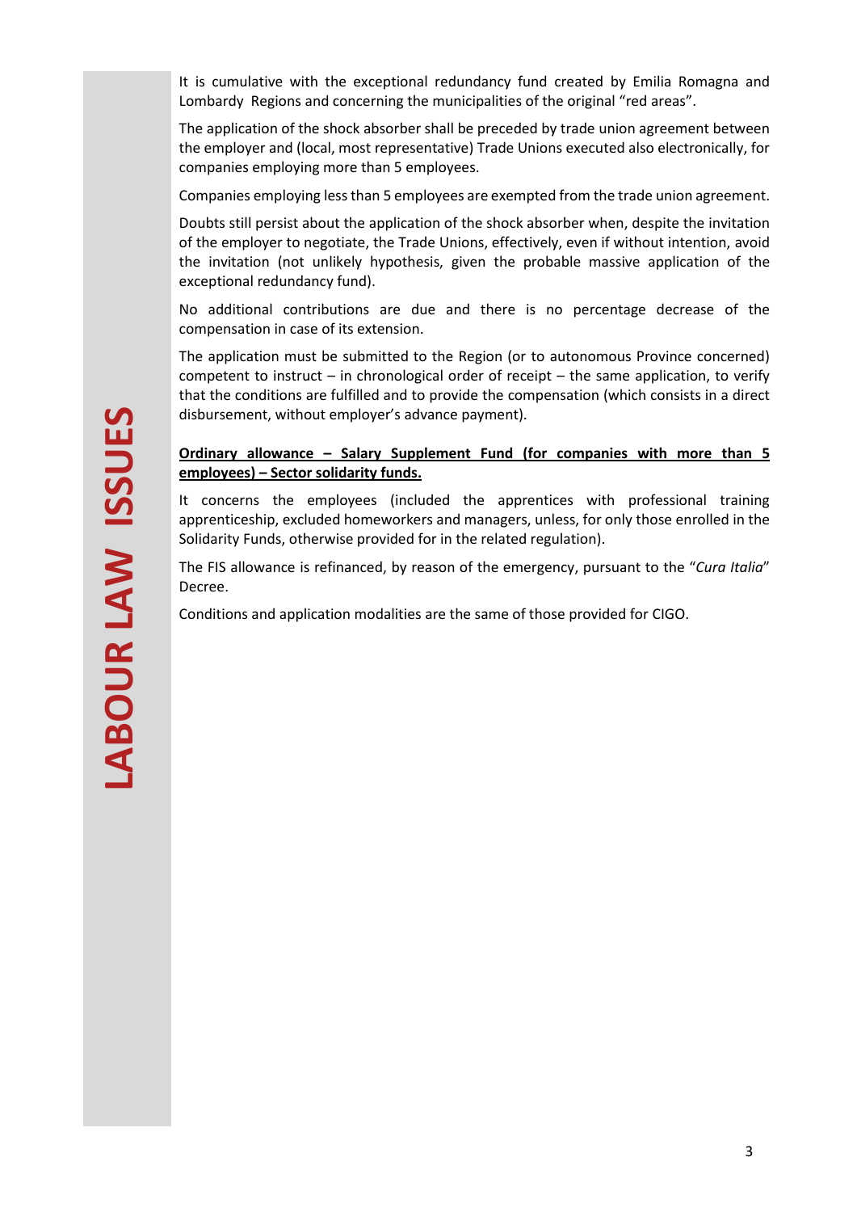It is cumulative with the exceptional redundancy fund created by Emilia Romagna and Lombardy Regions and concerning the municipalities of the original "red areas".

The application of the shock absorber shall be preceded by trade union agreement between the employer and (local, most representative) Trade Unions executed also electronically, for companies employing more than 5 employees.

Companies employing less than 5 employees are exempted from the trade union agreement.

Doubts still persist about the application of the shock absorber when, despite the invitation of the employer to negotiate, the Trade Unions, effectively, even if without intention, avoid the invitation (not unlikely hypothesis, given the probable massive application of the exceptional redundancy fund).

No additional contributions are due and there is no percentage decrease of the compensation in case of its extension.

The application must be submitted to the Region (or to autonomous Province concerned) competent to instruct – in chronological order of receipt – the same application, to verify that the conditions are fulfilled and to provide the compensation (which consists in a direct disbursement, without employer's advance payment).

**Ordinary allowance – Salary Supplement Fund (for companies with more than 5 employees) – Sector solidarity funds.**

It concerns the employees (included the apprentices with professional training apprenticeship, excluded homeworkers and managers, unless, for only those enrolled in the Solidarity Funds, otherwise provided for in the related regulation).

The FIS allowance is refinanced, by reason of the emergency, pursuant to the "*Cura Italia*" Decree.

Conditions and application modalities are the same of those provided for CIGO.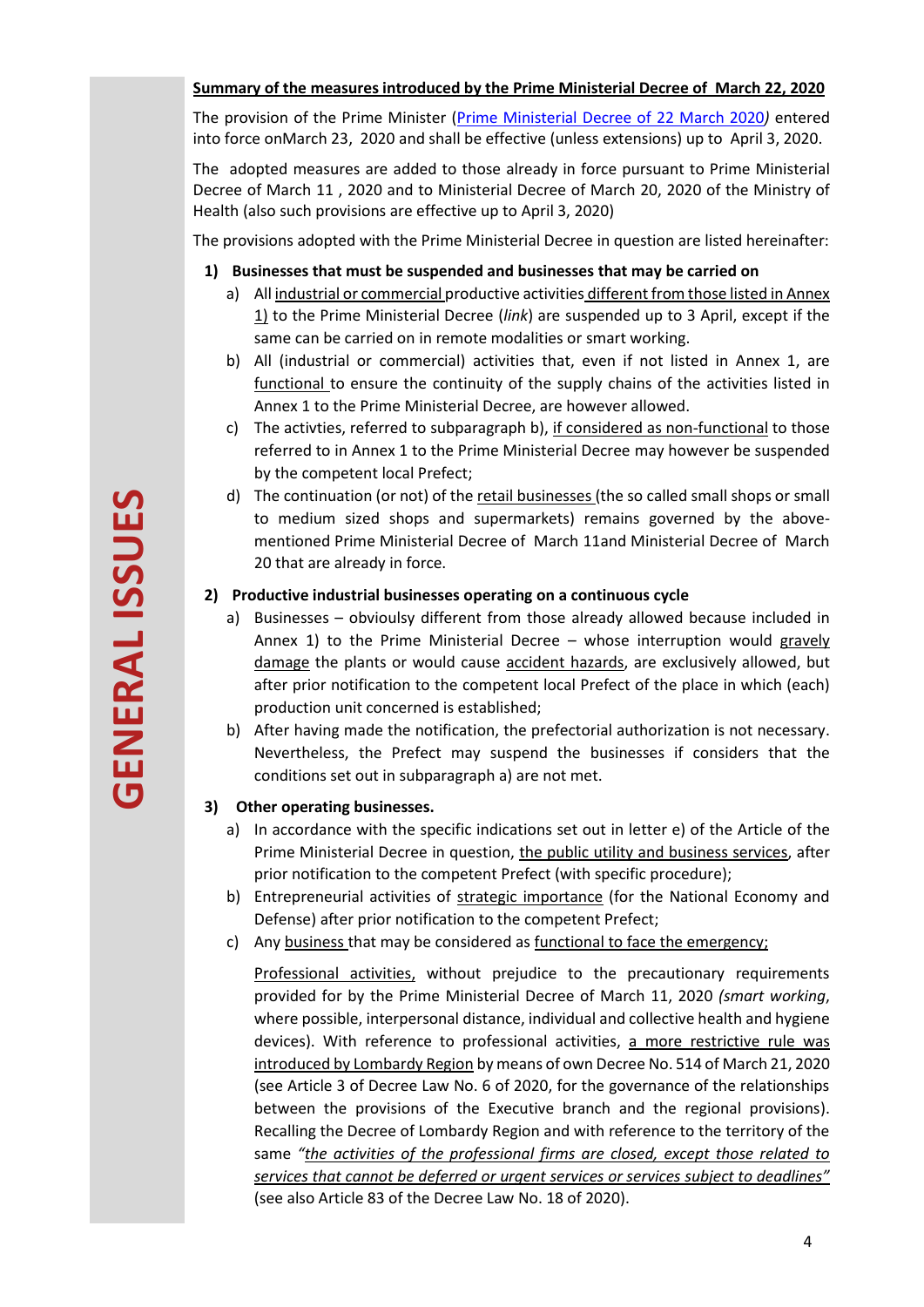**Summary of the measures introduced by the Prime Ministerial Decree of March 22, 2020**

The provision of the Prime Minister (Prime Ministerial Decree of 22 March 2020*)* entered into force onMarch 23, 2020 and shall be effective (unless extensions) up to April 3, 2020.

The adopted measures are added to those already in force pursuant to Prime Ministerial Decree of March 11 , 2020 and to Ministerial Decree of March 20, 2020 of the Ministry of Health (also such provisions are effective up to April 3, 2020)

The provisions adopted with the Prime Ministerial Decree in question are listed hereinafter:

1) **Businesses that must be suspended and businesses that may be carried on**
   a) All industrial or commercial productive activities different from those listed in Annex 1) to the Prime Ministerial Decree (*link*) are suspended up to 3 April, except if the same can be carried on in remote modalities or smart working.
   b) All (industrial or commercial) activities that, even if not listed in Annex 1, are functional to ensure the continuity of the supply chains of the activities listed in Annex 1 to the Prime Ministerial Decree, are however allowed.
   c) The activties, referred to subparagraph b), if considered as non-functional to those referred to in Annex 1 to the Prime Ministerial Decree may however be suspended by the competent local Prefect;
   d) The continuation (or not) of the retail businesses (the so called small shops or small to medium sized shops and supermarkets) remains governed by the above-mentioned Prime Ministerial Decree of March 11and Ministerial Decree of March 20 that are already in force.

2) **Productive industrial businesses operating on a continuous cycle**
   a) Businesses – obvioulsy different from those already allowed because included in Annex 1) to the Prime Ministerial Decree – whose interruption would gravely damage the plants or would cause accident hazards, are exclusively allowed, but after prior notification to the competent local Prefect of the place in which (each) production unit concerned is established;
   b) After having made the notification, the prefectorial authorization is not necessary. Nevertheless, the Prefect may suspend the businesses if considers that the conditions set out in subparagraph a) are not met.

3) **Other operating businesses.**
   a) In accordance with the specific indications set out in letter e) of the Article of the Prime Ministerial Decree in question, the public utility and business services, after prior notification to the competent Prefect (with specific procedure);
   b) Entrepreneurial activities of strategic importance (for the National Economy and Defense) after prior notification to the competent Prefect;
   c) Any business that may be considered as functional to face the emergency;

   Professional activities, without prejudice to the precautionary requirements provided for by the Prime Ministerial Decree of March 11, 2020 *(smart working*, where possible, interpersonal distance, individual and collective health and hygiene devices). With reference to professional activities, a more restrictive rule was introduced by Lombardy Region by means of own Decree No. 514 of March 21, 2020 (see Article 3 of Decree Law No. 6 of 2020, for the governance of the relationships between the provisions of the Executive branch and the regional provisions). Recalling the Decree of Lombardy Region and with reference to the territory of the same *"the activities of the professional firms are closed, except those related to services that cannot be deferred or urgent services or services subject to deadlines"* (see also Article 83 of the Decree Law No. 18 of 2020).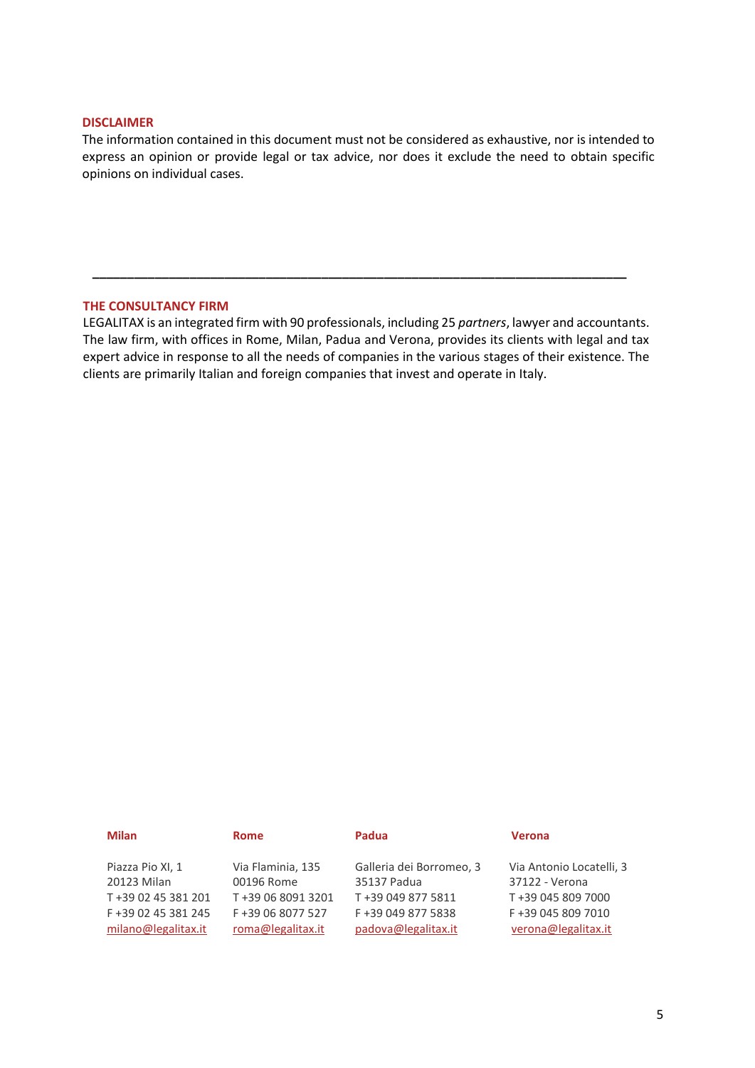## DISCLAIMER

The information contained in this document must not be considered as exhaustive, nor is intended to express an opinion or provide legal or tax advice, nor does it exclude the need to obtain specific opinions on individual cases.

---

## THE CONSULTANCY FIRM

LEGALITAX is an integrated firm with 90 professionals, including 25 *partners*, lawyer and accountants. The law firm, with offices in Rome, Milan, Padua and Verona, provides its clients with legal and tax expert advice in response to all the needs of companies in the various stages of their existence. The clients are primarily Italian and foreign companies that invest and operate in Italy.

**Milan**

Piazza Pio XI, 1
20123 Milan
T +39 02 45 381 201
F +39 02 45 381 245
milano@legalitax.it

**Rome**

Via Flaminia, 135
00196 Rome
T +39 06 8091 3201
F +39 06 8077 527
roma@legalitax.it

**Padua**

Galleria dei Borromeo, 3
35137 Padua
T +39 049 877 5811
F +39 049 877 5838
padova@legalitax.it

**Verona**

Via Antonio Locatelli, 3
37122 - Verona
T +39 045 809 7000
F +39 045 809 7010
verona@legalitax.it